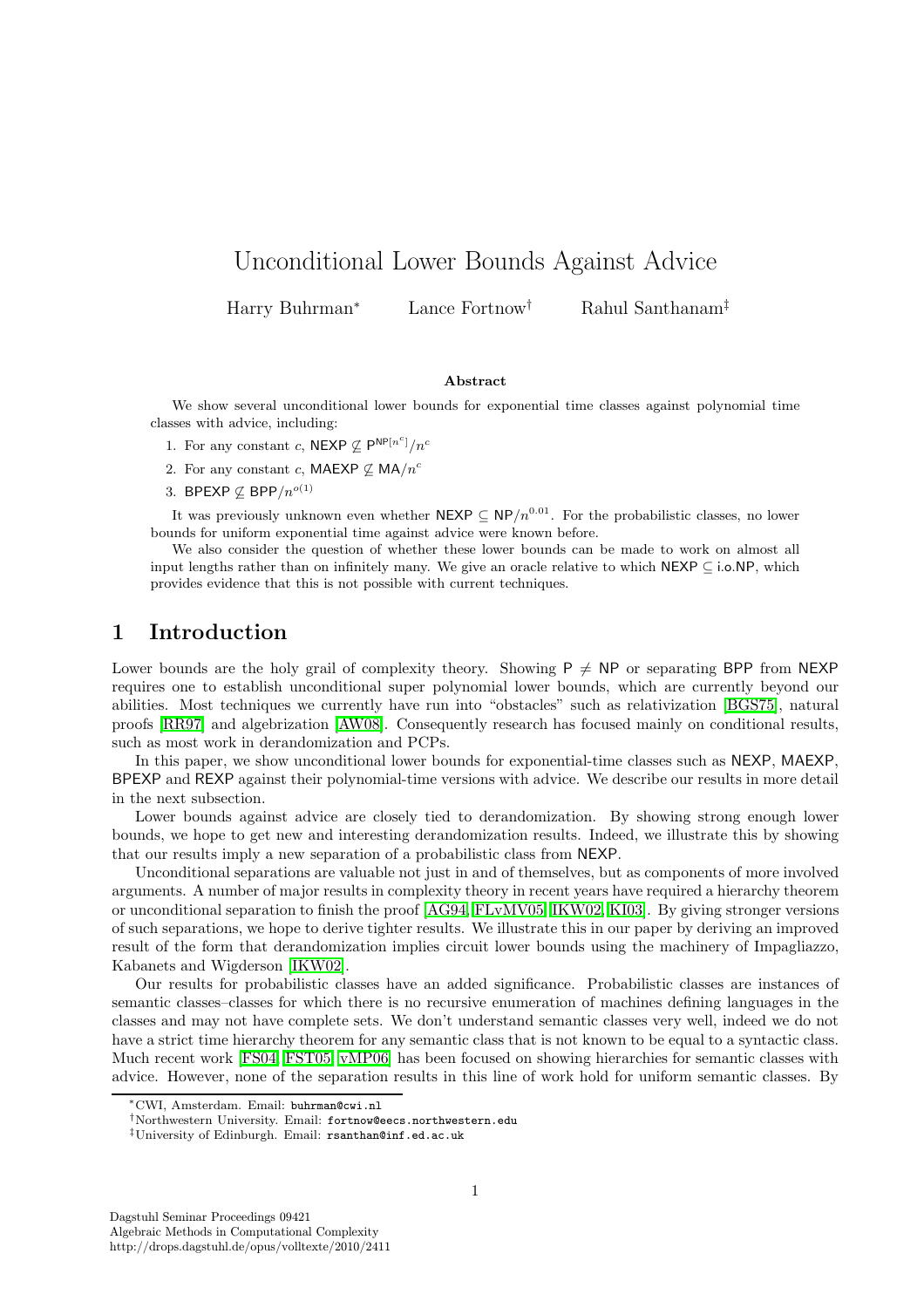# Unconditional Lower Bounds Against Advice

Harry Buhrman[*] Lance Fortnow[†] Rahul Santhanam[‡]

### Abstract

We show several unconditional lower bounds for exponential time classes against polynomial time classes with advice, including:

1. For any constant $c$, $\mathsf{NEXP} \not\subseteq \mathsf{P}^{\mathsf{NP}[n^c]}/n^c$
2. For any constant $c$, $\mathsf{MAEXP} \not\subseteq \mathsf{MA}/n^c$
3. $\mathsf{BPEXP} \not\subseteq \mathsf{BPP}/n^{o(1)}$

It was previously unknown even whether $\mathsf{NEXP} \subseteq \mathsf{NP}/n^{0.01}$. For the probabilistic classes, no lower bounds for uniform exponential time against advice were known before.

We also consider the question of whether these lower bounds can be made to work on almost all input lengths rather than on infinitely many. We give an oracle relative to which $\mathsf{NEXP} \subseteq \mathsf{i.o.NP}$, which provides evidence that this is not possible with current techniques.

## 1 Introduction

Lower bounds are the holy grail of complexity theory. Showing $\mathsf{P} \neq \mathsf{NP}$ or separating BPP from NEXP requires one to establish unconditional super polynomial lower bounds, which are currently beyond our abilities. Most techniques we currently have run into "obstacles" such as relativization [BGS75], natural proofs [RR97] and algebrization [AW08]. Consequently research has focused mainly on conditional results, such as most work in derandomization and PCPs.

In this paper, we show unconditional lower bounds for exponential-time classes such as NEXP, MAEXP, BPEXP and REXP against their polynomial-time versions with advice. We describe our results in more detail in the next subsection.

Lower bounds against advice are closely tied to derandomization. By showing strong enough lower bounds, we hope to get new and interesting derandomization results. Indeed, we illustrate this by showing that our results imply a new separation of a probabilistic class from NEXP.

Unconditional separations are valuable not just in and of themselves, but as components of more involved arguments. A number of major results in complexity theory in recent years have required a hierarchy theorem or unconditional separation to finish the proof [AG94, FLvMV05, IKW02, KI03]. By giving stronger versions of such separations, we hope to derive tighter results. We illustrate this in our paper by deriving an improved result of the form that derandomization implies circuit lower bounds using the machinery of Impagliazzo, Kabanets and Wigderson [IKW02].

Our results for probabilistic classes have an added significance. Probabilistic classes are instances of semantic classes–classes for which there is no recursive enumeration of machines defining languages in the classes and may not have complete sets. We don't understand semantic classes very well, indeed we do not have a strict time hierarchy theorem for any semantic class that is not known to be equal to a syntactic class. Much recent work [FS04, FST05, vMP06] has been focused on showing hierarchies for semantic classes with advice. However, none of the separation results in this line of work hold for uniform semantic classes. By

[*] CWI, Amsterdam. Email: buhrman@cwi.nl

[†] Northwestern University. Email: fortnow@eecs.northwestern.edu

[‡] University of Edinburgh. Email: rsanthan@inf.ed.ac.uk

Dagstuhl Seminar Proceedings 09421
Algebraic Methods in Computational Complexity
http://drops.dagstuhl.de/opus/volltexte/2010/2411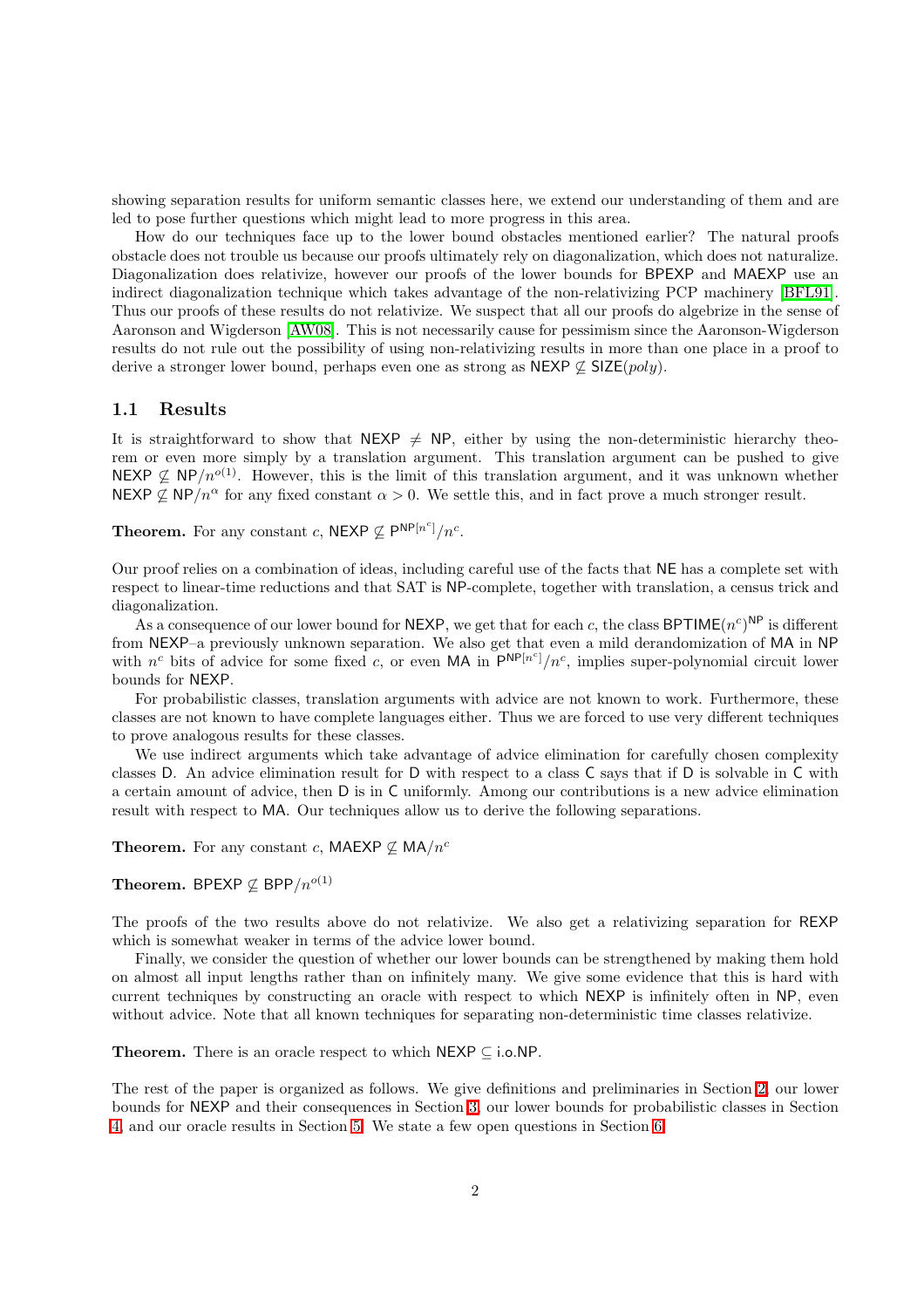showing separation results for uniform semantic classes here, we extend our understanding of them and are led to pose further questions which might lead to more progress in this area.

How do our techniques face up to the lower bound obstacles mentioned earlier? The natural proofs obstacle does not trouble us because our proofs ultimately rely on diagonalization, which does not naturalize. Diagonalization does relativize, however our proofs of the lower bounds for BPEXP and MAEXP use an indirect diagonalization technique which takes advantage of the non-relativizing PCP machinery [BFL91]. Thus our proofs of these results do not relativize. We suspect that all our proofs do algebrize in the sense of Aaronson and Wigderson [AW08]. This is not necessarily cause for pessimism since the Aaronson-Wigderson results do not rule out the possibility of using non-relativizing results in more than one place in a proof to derive a stronger lower bound, perhaps even one as strong as $\mathsf{NEXP} \not\subseteq \mathsf{SIZE}(poly)$.

## 1.1 Results

It is straightforward to show that $\mathsf{NEXP} \neq \mathsf{NP}$, either by using the non-deterministic hierarchy theorem or even more simply by a translation argument. This translation argument can be pushed to give $\mathsf{NEXP} \not\subseteq \mathsf{NP}/n^{o(1)}$. However, this is the limit of this translation argument, and it was unknown whether $\mathsf{NEXP} \not\subseteq \mathsf{NP}/n^{\alpha}$ for any fixed constant $\alpha > 0$. We settle this, and in fact prove a much stronger result.

**Theorem.** For any constant $c$, $\mathsf{NEXP} \not\subseteq \mathsf{P}^{\mathsf{NP}[n^c]}/n^c$.

Our proof relies on a combination of ideas, including careful use of the facts that NE has a complete set with respect to linear-time reductions and that SAT is NP-complete, together with translation, a census trick and diagonalization.

As a consequence of our lower bound for NEXP, we get that for each $c$, the class $\mathsf{BPTIME}(n^c)^{\mathsf{NP}}$ is different from NEXP–a previously unknown separation. We also get that even a mild derandomization of MA in NP with $n^c$ bits of advice for some fixed $c$, or even MA in $\mathsf{P}^{\mathsf{NP}[n^c]}/n^c$, implies super-polynomial circuit lower bounds for NEXP.

For probabilistic classes, translation arguments with advice are not known to work. Furthermore, these classes are not known to have complete languages either. Thus we are forced to use very different techniques to prove analogous results for these classes.

We use indirect arguments which take advantage of advice elimination for carefully chosen complexity classes D. An advice elimination result for D with respect to a class C says that if D is solvable in C with a certain amount of advice, then D is in C uniformly. Among our contributions is a new advice elimination result with respect to MA. Our techniques allow us to derive the following separations.

**Theorem.** For any constant $c$, $\mathsf{MAEXP} \not\subseteq \mathsf{MA}/n^c$

**Theorem.** $\mathsf{BPEXP} \not\subseteq \mathsf{BPP}/n^{o(1)}$

The proofs of the two results above do not relativize. We also get a relativizing separation for REXP which is somewhat weaker in terms of the advice lower bound.

Finally, we consider the question of whether our lower bounds can be strengthened by making them hold on almost all input lengths rather than on infinitely many. We give some evidence that this is hard with current techniques by constructing an oracle with respect to which NEXP is infinitely often in NP, even without advice. Note that all known techniques for separating non-deterministic time classes relativize.

**Theorem.** There is an oracle respect to which $\mathsf{NEXP} \subseteq \mathsf{i.o.NP}$.

The rest of the paper is organized as follows. We give definitions and preliminaries in Section 2, our lower bounds for NEXP and their consequences in Section 3, our lower bounds for probabilistic classes in Section 4, and our oracle results in Section 5. We state a few open questions in Section 6.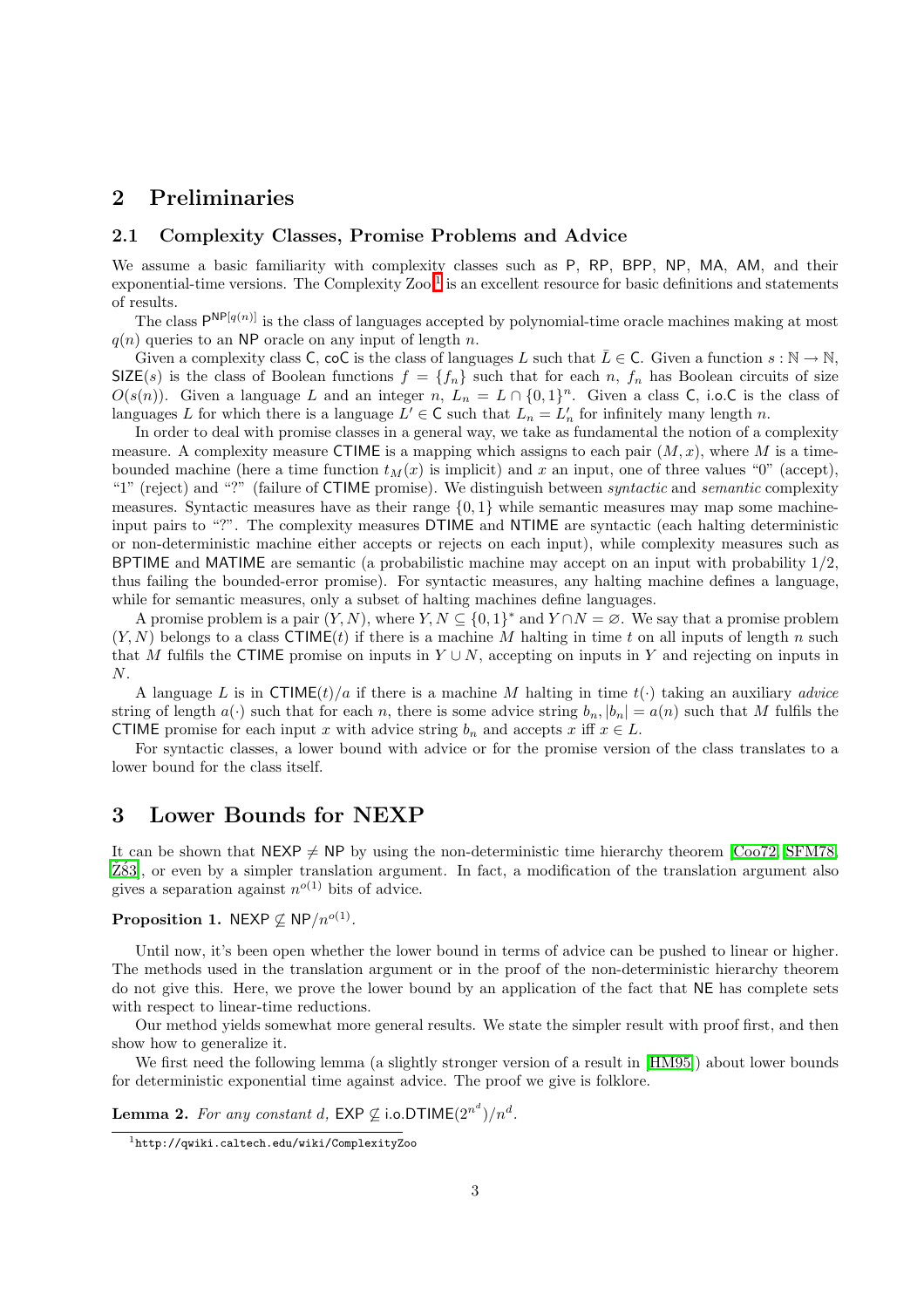## 2 Preliminaries

### 2.1 Complexity Classes, Promise Problems and Advice

We assume a basic familiarity with complexity classes such as P, RP, BPP, NP, MA, AM, and their exponential-time versions. The Complexity Zoo[1] is an excellent resource for basic definitions and statements of results.

The class $\mathsf{P}^{\mathsf{NP}[q(n)]}$ is the class of languages accepted by polynomial-time oracle machines making at most $q(n)$ queries to an NP oracle on any input of length $n$.

Given a complexity class C, coC is the class of languages $L$ such that $\bar{L} \in \mathsf{C}$. Given a function $s : \mathbb{N} \to \mathbb{N}$, $\mathsf{SIZE}(s)$ is the class of Boolean functions $f = \{f_n\}$ such that for each $n$, $f_n$ has Boolean circuits of size $O(s(n))$. Given a language $L$ and an integer $n$, $L_n = L \cap \{0,1\}^n$. Given a class C, i.o.C is the class of languages $L$ for which there is a language $L' \in \mathsf{C}$ such that $L_n = L'_n$ for infinitely many length $n$.

In order to deal with promise classes in a general way, we take as fundamental the notion of a complexity measure. A complexity measure CTIME is a mapping which assigns to each pair $(M, x)$, where $M$ is a time-bounded machine (here a time function $t_M(x)$ is implicit) and $x$ an input, one of three values "0" (accept), "1" (reject) and "?" (failure of CTIME promise). We distinguish between *syntactic* and *semantic* complexity measures. Syntactic measures have as their range $\{0, 1\}$ while semantic measures may map some machine-input pairs to "?". The complexity measures DTIME and NTIME are syntactic (each halting deterministic or non-deterministic machine either accepts or rejects on each input), while complexity measures such as BPTIME and MATIME are semantic (a probabilistic machine may accept on an input with probability $1/2$, thus failing the bounded-error promise). For syntactic measures, any halting machine defines a language, while for semantic measures, only a subset of halting machines define languages.

A promise problem is a pair $(Y, N)$, where $Y, N \subseteq \{0,1\}^*$ and $Y \cap N = \varnothing$. We say that a promise problem $(Y, N)$ belongs to a class $\mathsf{CTIME}(t)$ if there is a machine $M$ halting in time $t$ on all inputs of length $n$ such that $M$ fulfils the CTIME promise on inputs in $Y \cup N$, accepting on inputs in $Y$ and rejecting on inputs in $N$.

A language $L$ is in $\mathsf{CTIME}(t)/a$ if there is a machine $M$ halting in time $t(\cdot)$ taking an auxiliary *advice* string of length $a(\cdot)$ such that for each $n$, there is some advice string $b_n, |b_n| = a(n)$ such that $M$ fulfils the CTIME promise for each input $x$ with advice string $b_n$ and accepts $x$ iff $x \in L$.

For syntactic classes, a lower bound with advice or for the promise version of the class translates to a lower bound for the class itself.

## 3 Lower Bounds for NEXP

It can be shown that $\mathsf{NEXP} \neq \mathsf{NP}$ by using the non-deterministic time hierarchy theorem [Coo72, SFM78, Ž83], or even by a simpler translation argument. In fact, a modification of the translation argument also gives a separation against $n^{o(1)}$ bits of advice.

**Proposition 1.** $\mathsf{NEXP} \not\subseteq \mathsf{NP}/n^{o(1)}$.

Until now, it's been open whether the lower bound in terms of advice can be pushed to linear or higher. The methods used in the translation argument or in the proof of the non-deterministic hierarchy theorem do not give this. Here, we prove the lower bound by an application of the fact that NE has complete sets with respect to linear-time reductions.

Our method yields somewhat more general results. We state the simpler result with proof first, and then show how to generalize it.

We first need the following lemma (a slightly stronger version of a result in [HM95]) about lower bounds for deterministic exponential time against advice. The proof we give is folklore.

**Lemma 2.** *For any constant $d$, $\mathsf{EXP} \not\subseteq \mathsf{i.o.DTIME}(2^{n^d})/n^d$.*

[1] http://qwiki.caltech.edu/wiki/ComplexityZoo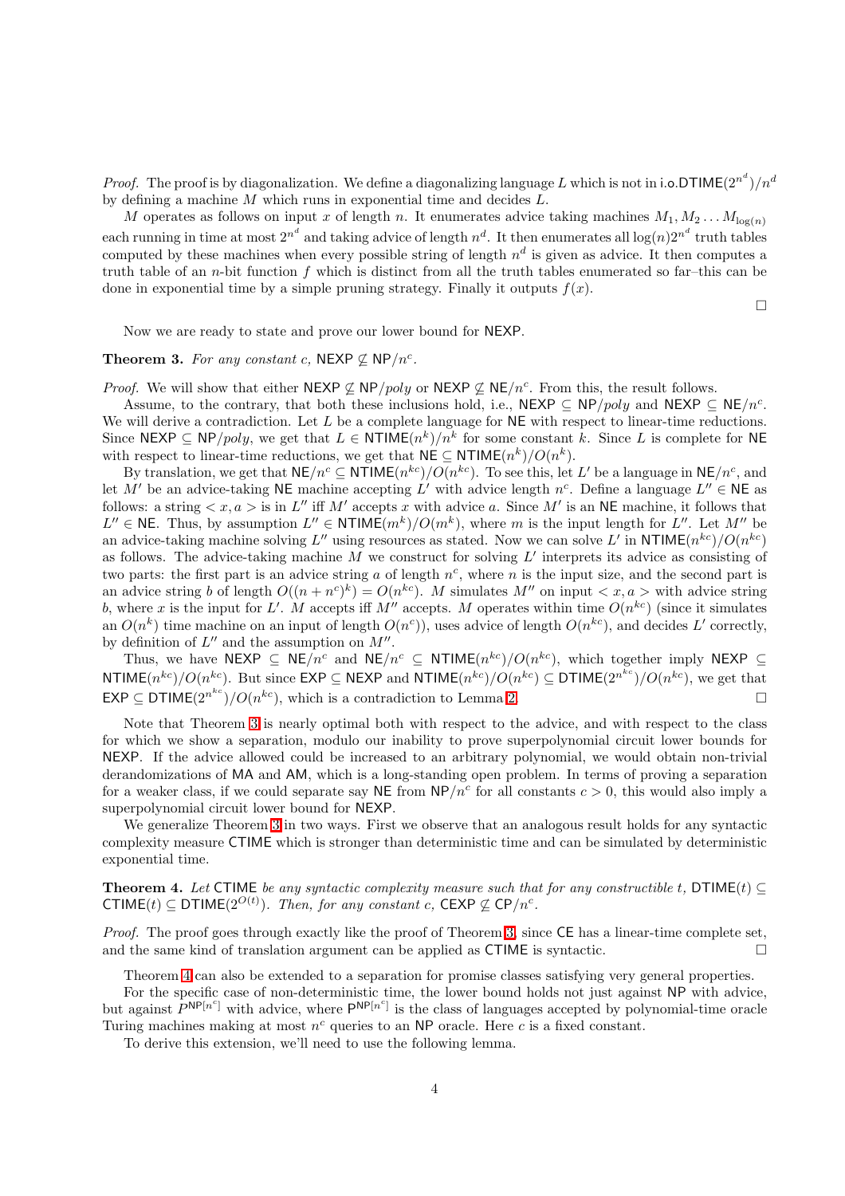*Proof.* The proof is by diagonalization. We define a diagonalizing language $L$ which is not in $\mathsf{i.o.DTIME}(2^{n^d})/n^d$ by defining a machine $M$ which runs in exponential time and decides $L$.

$M$ operates as follows on input $x$ of length $n$. It enumerates advice taking machines $M_1, M_2 \ldots M_{\log(n)}$ each running in time at most $2^{n^d}$ and taking advice of length $n^d$. It then enumerates all $\log(n)2^{n^d}$ truth tables computed by these machines when every possible string of length $n^d$ is given as advice. It then computes a truth table of an $n$-bit function $f$ which is distinct from all the truth tables enumerated so far–this can be done in exponential time by a simple pruning strategy. Finally it outputs $f(x)$. □

Now we are ready to state and prove our lower bound for $\mathsf{NEXP}$.

**Theorem 3.** *For any constant $c$, $\mathsf{NEXP} \not\subseteq \mathsf{NP}/n^c$.*

*Proof.* We will show that either $\mathsf{NEXP} \not\subseteq \mathsf{NP}/poly$ or $\mathsf{NEXP} \not\subseteq \mathsf{NE}/n^c$. From this, the result follows.

Assume, to the contrary, that both these inclusions hold, i.e., $\mathsf{NEXP} \subseteq \mathsf{NP}/poly$ and $\mathsf{NEXP} \subseteq \mathsf{NE}/n^c$. We will derive a contradiction. Let $L$ be a complete language for $\mathsf{NE}$ with respect to linear-time reductions. Since $\mathsf{NEXP} \subseteq \mathsf{NP}/poly$, we get that $L \in \mathsf{NTIME}(n^k)/n^k$ for some constant $k$. Since $L$ is complete for $\mathsf{NE}$ with respect to linear-time reductions, we get that $\mathsf{NE} \subseteq \mathsf{NTIME}(n^k)/O(n^k)$.

By translation, we get that $\mathsf{NE}/n^c \subseteq \mathsf{NTIME}(n^{kc})/O(n^{kc})$. To see this, let $L'$ be a language in $\mathsf{NE}/n^c$, and let $M'$ be an advice-taking $\mathsf{NE}$ machine accepting $L'$ with advice length $n^c$. Define a language $L'' \in \mathsf{NE}$ as follows: a string $< x, a >$ is in $L''$ iff $M'$ accepts $x$ with advice $a$. Since $M'$ is an $\mathsf{NE}$ machine, it follows that $L'' \in \mathsf{NE}$. Thus, by assumption $L'' \in \mathsf{NTIME}(m^k)/O(m^k)$, where $m$ is the input length for $L''$. Let $M''$ be an advice-taking machine solving $L''$ using resources as stated. Now we can solve $L'$ in $\mathsf{NTIME}(n^{kc})/O(n^{kc})$ as follows. The advice-taking machine $M$ we construct for solving $L'$ interprets its advice as consisting of two parts: the first part is an advice string $a$ of length $n^c$, where $n$ is the input size, and the second part is an advice string $b$ of length $O((n + n^c)^k) = O(n^{kc})$. $M$ simulates $M''$ on input $< x, a >$ with advice string $b$, where $x$ is the input for $L'$. $M$ accepts iff $M''$ accepts. $M$ operates within time $O(n^{kc})$ (since it simulates an $O(n^k)$ time machine on an input of length $O(n^c)$), uses advice of length $O(n^{kc})$, and decides $L'$ correctly, by definition of $L''$ and the assumption on $M''$.

Thus, we have $\mathsf{NEXP} \subseteq \mathsf{NE}/n^c$ and $\mathsf{NE}/n^c \subseteq \mathsf{NTIME}(n^{kc})/O(n^{kc})$, which together imply $\mathsf{NEXP} \subseteq \mathsf{NTIME}(n^{kc})/O(n^{kc})$. But since $\mathsf{EXP} \subseteq \mathsf{NEXP}$ and $\mathsf{NTIME}(n^{kc})/O(n^{kc}) \subseteq \mathsf{DTIME}(2^{n^{kc}})/O(n^{kc})$, we get that $\mathsf{EXP} \subseteq \mathsf{DTIME}(2^{n^{kc}})/O(n^{kc})$, which is a contradiction to Lemma 2. □

Note that Theorem 3 is nearly optimal both with respect to the advice, and with respect to the class for which we show a separation, modulo our inability to prove superpolynomial circuit lower bounds for $\mathsf{NEXP}$. If the advice allowed could be increased to an arbitrary polynomial, we would obtain non-trivial derandomizations of $\mathsf{MA}$ and $\mathsf{AM}$, which is a long-standing open problem. In terms of proving a separation for a weaker class, if we could separate say $\mathsf{NE}$ from $\mathsf{NP}/n^c$ for all constants $c > 0$, this would also imply a superpolynomial circuit lower bound for $\mathsf{NEXP}$.

We generalize Theorem 3 in two ways. First we observe that an analogous result holds for any syntactic complexity measure $\mathsf{CTIME}$ which is stronger than deterministic time and can be simulated by deterministic exponential time.

**Theorem 4.** *Let $\mathsf{CTIME}$ be any syntactic complexity measure such that for any constructible $t$, $\mathsf{DTIME}(t) \subseteq \mathsf{CTIME}(t) \subseteq \mathsf{DTIME}(2^{O(t)})$. Then, for any constant $c$, $\mathsf{CEXP} \not\subseteq \mathsf{CP}/n^c$.*

*Proof.* The proof goes through exactly like the proof of Theorem 3, since $\mathsf{CE}$ has a linear-time complete set, and the same kind of translation argument can be applied as $\mathsf{CTIME}$ is syntactic. □

Theorem 4 can also be extended to a separation for promise classes satisfying very general properties.

For the specific case of non-deterministic time, the lower bound holds not just against $\mathsf{NP}$ with advice, but against $P^{\mathsf{NP}[n^c]}$ with advice, where $\mathsf{P}^{\mathsf{NP}[n^c]}$ is the class of languages accepted by polynomial-time oracle Turing machines making at most $n^c$ queries to an $\mathsf{NP}$ oracle. Here $c$ is a fixed constant.

To derive this extension, we'll need to use the following lemma.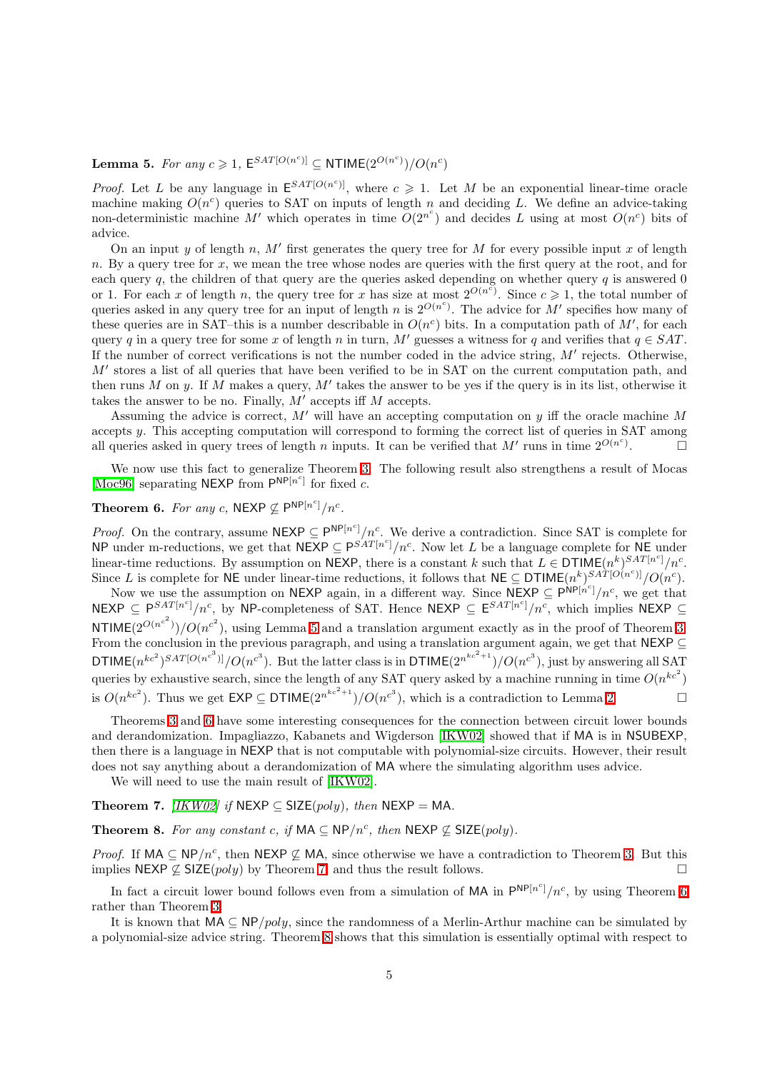**Lemma 5.** *For any $c \geqslant 1$, $\mathsf{E}^{SAT[O(n^c)]} \subseteq \mathsf{NTIME}(2^{O(n^c)})/O(n^c)$*

*Proof.* Let $L$ be any language in $\mathsf{E}^{SAT[O(n^c)]}$, where $c \geqslant 1$. Let $M$ be an exponential linear-time oracle machine making $O(n^c)$ queries to SAT on inputs of length $n$ and deciding $L$. We define an advice-taking non-deterministic machine $M'$ which operates in time $O(2^{n^c})$ and decides $L$ using at most $O(n^c)$ bits of advice.

On an input $y$ of length $n$, $M'$ first generates the query tree for $M$ for every possible input $x$ of length $n$. By a query tree for $x$, we mean the tree whose nodes are queries with the first query at the root, and for each query $q$, the children of that query are the queries asked depending on whether query $q$ is answered 0 or 1. For each $x$ of length $n$, the query tree for $x$ has size at most $2^{O(n^c)}$. Since $c \geqslant 1$, the total number of queries asked in any query tree for an input of length $n$ is $2^{O(n^c)}$. The advice for $M'$ specifies how many of these queries are in SAT–this is a number describable in $O(n^c)$ bits. In a computation path of $M'$, for each query $q$ in a query tree for some $x$ of length $n$ in turn, $M'$ guesses a witness for $q$ and verifies that $q \in SAT$. If the number of correct verifications is not the number coded in the advice string, $M'$ rejects. Otherwise, $M'$ stores a list of all queries that have been verified to be in SAT on the current computation path, and then runs $M$ on $y$. If $M$ makes a query, $M'$ takes the answer to be yes if the query is in its list, otherwise it takes the answer to be no. Finally, $M'$ accepts iff $M$ accepts.

Assuming the advice is correct, $M'$ will have an accepting computation on $y$ iff the oracle machine $M$ accepts $y$. This accepting computation will correspond to forming the correct list of queries in SAT among all queries asked in query trees of length $n$ inputs. It can be verified that $M'$ runs in time $2^{O(n^c)}$. $\square$

We now use this fact to generalize Theorem 3. The following result also strengthens a result of Mocas [Moc96] separating $\mathsf{NEXP}$ from $\mathsf{P}^{\mathsf{NP}[n^c]}$ for fixed $c$.

**Theorem 6.** *For any $c$, $\mathsf{NEXP} \not\subseteq \mathsf{P}^{\mathsf{NP}[n^c]}/n^c$.*

*Proof.* On the contrary, assume $\mathsf{NEXP} \subseteq \mathsf{P}^{\mathsf{NP}[n^c]}/n^c$. We derive a contradiction. Since SAT is complete for $\mathsf{NP}$ under m-reductions, we get that $\mathsf{NEXP} \subseteq \mathsf{P}^{SAT[n^c]}/n^c$. Now let $L$ be a language complete for $\mathsf{NE}$ under linear-time reductions. By assumption on $\mathsf{NEXP}$, there is a constant $k$ such that $L \in \mathsf{DTIME}(n^k)^{SAT[n^c]}/n^c$. Since $L$ is complete for $\mathsf{NE}$ under linear-time reductions, it follows that $\mathsf{NE} \subseteq \mathsf{DTIME}(n^k)^{SAT[O(n^c)]}/O(n^c)$.

Now we use the assumption on $\mathsf{NEXP}$ again, in a different way. Since $\mathsf{NEXP} \subseteq \mathsf{P}^{\mathsf{NP}[n^c]}/n^c$, we get that $\mathsf{NEXP} \subseteq \mathsf{P}^{SAT[n^c]}/n^c$, by $\mathsf{NP}$-completeness of SAT. Hence $\mathsf{NEXP} \subseteq \mathsf{E}^{SAT[n^c]}/n^c$, which implies $\mathsf{NEXP} \subseteq \mathsf{NTIME}(2^{O(n^{c^2})})/O(n^{c^2})$, using Lemma 5 and a translation argument exactly as in the proof of Theorem 3. From the conclusion in the previous paragraph, and using a translation argument again, we get that $\mathsf{NEXP} \subseteq \mathsf{DTIME}(n^{kc^2})^{SAT[O(n^{c^3})]}/O(n^{c^3})$. But the latter class is in $\mathsf{DTIME}(2^{n^{kc^2+1}})/O(n^{c^3})$, just by answering all SAT queries by exhaustive search, since the length of any SAT query asked by a machine running in time $O(n^{kc^2})$ is $O(n^{kc^2})$. Thus we get $\mathsf{EXP} \subseteq \mathsf{DTIME}(2^{n^{kc^2+1}})/O(n^{c^3})$, which is a contradiction to Lemma 2. $\square$

Theorems 3 and 6 have some interesting consequences for the connection between circuit lower bounds and derandomization. Impagliazzo, Kabanets and Wigderson [IKW02] showed that if $\mathsf{MA}$ is in $\mathsf{NSUBEXP}$, then there is a language in $\mathsf{NEXP}$ that is not computable with polynomial-size circuits. However, their result does not say anything about a derandomization of $\mathsf{MA}$ where the simulating algorithm uses advice.

We will need to use the main result of [IKW02].

**Theorem 7.** *[IKW02] if $\mathsf{NEXP} \subseteq \mathsf{SIZE}(poly)$, then $\mathsf{NEXP} = \mathsf{MA}$.*

**Theorem 8.** *For any constant $c$, if $\mathsf{MA} \subseteq \mathsf{NP}/n^c$, then $\mathsf{NEXP} \not\subseteq \mathsf{SIZE}(poly)$.*

*Proof.* If $\mathsf{MA} \subseteq \mathsf{NP}/n^c$, then $\mathsf{NEXP} \not\subseteq \mathsf{MA}$, since otherwise we have a contradiction to Theorem 3. But this implies $\mathsf{NEXP} \not\subseteq \mathsf{SIZE}(poly)$ by Theorem 7 and thus the result follows. $\square$

In fact a circuit lower bound follows even from a simulation of $\mathsf{MA}$ in $\mathsf{P}^{\mathsf{NP}[n^c]}/n^c$, by using Theorem 6 rather than Theorem 3.

It is known that $\mathsf{MA} \subseteq \mathsf{NP}/poly$, since the randomness of a Merlin-Arthur machine can be simulated by a polynomial-size advice string. Theorem 8 shows that this simulation is essentially optimal with respect to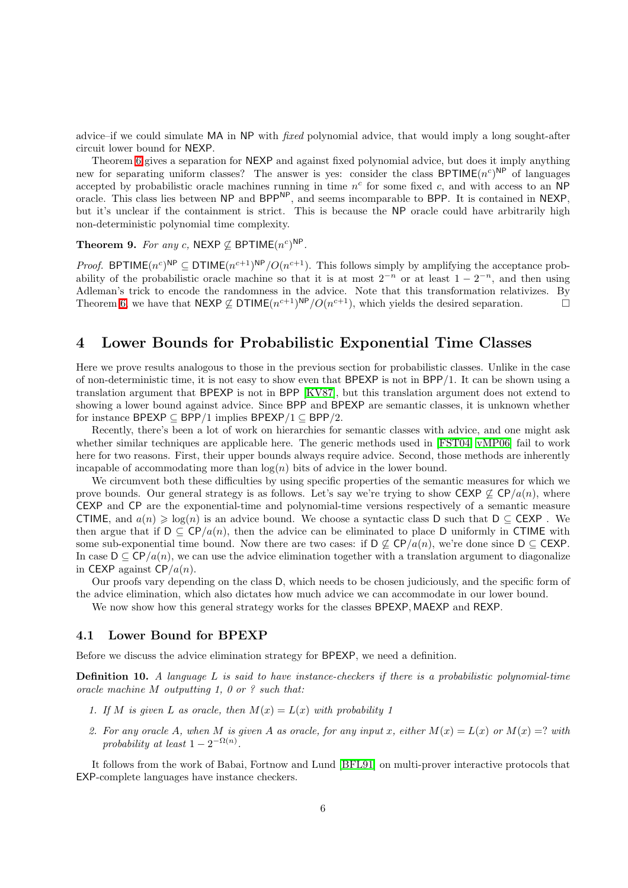advice–if we could simulate MA in NP with *fixed* polynomial advice, that would imply a long sought-after circuit lower bound for NEXP.

Theorem 6 gives a separation for NEXP and against fixed polynomial advice, but does it imply anything new for separating uniform classes? The answer is yes: consider the class $\mathsf{BPTIME}(n^c)^{\mathsf{NP}}$ of languages accepted by probabilistic oracle machines running in time $n^c$ for some fixed $c$, and with access to an NP oracle. This class lies between NP and $\mathsf{BPP}^{\mathsf{NP}}$, and seems incomparable to BPP. It is contained in NEXP, but it's unclear if the containment is strict. This is because the NP oracle could have arbitrarily high non-deterministic polynomial time complexity.

**Theorem 9.** *For any $c$, $\mathsf{NEXP} \not\subseteq \mathsf{BPTIME}(n^c)^{\mathsf{NP}}$.*

*Proof.* $\mathsf{BPTIME}(n^c)^{\mathsf{NP}} \subseteq \mathsf{DTIME}(n^{c+1})^{\mathsf{NP}}/O(n^{c+1})$. This follows simply by amplifying the acceptance probability of the probabilistic oracle machine so that it is at most $2^{-n}$ or at least $1 - 2^{-n}$, and then using Adleman's trick to encode the randomness in the advice. Note that this transformation relativizes. By Theorem 6, we have that $\mathsf{NEXP} \not\subseteq \mathsf{DTIME}(n^{c+1})^{\mathsf{NP}}/O(n^{c+1})$, which yields the desired separation. □

## 4 Lower Bounds for Probabilistic Exponential Time Classes

Here we prove results analogous to those in the previous section for probabilistic classes. Unlike in the case of non-deterministic time, it is not easy to show even that BPEXP is not in BPP/1. It can be shown using a translation argument that BPEXP is not in BPP [KV87], but this translation argument does not extend to showing a lower bound against advice. Since BPP and BPEXP are semantic classes, it is unknown whether for instance $\mathsf{BPEXP} \subseteq \mathsf{BPP}/1$ implies $\mathsf{BPEXP}/1 \subseteq \mathsf{BPP}/2$.

Recently, there's been a lot of work on hierarchies for semantic classes with advice, and one might ask whether similar techniques are applicable here. The generic methods used in [FST04, vMP06] fail to work here for two reasons. First, their upper bounds always require advice. Second, those methods are inherently incapable of accommodating more than $\log(n)$ bits of advice in the lower bound.

We circumvent both these difficulties by using specific properties of the semantic measures for which we prove bounds. Our general strategy is as follows. Let's say we're trying to show $\mathsf{CEXP} \not\subseteq \mathsf{CP}/a(n)$, where CEXP and CP are the exponential-time and polynomial-time versions respectively of a semantic measure CTIME, and $a(n) \geqslant \log(n)$ is an advice bound. We choose a syntactic class D such that $\mathsf{D} \subseteq \mathsf{CEXP}$ . We then argue that if $\mathsf{D} \subseteq \mathsf{CP}/a(n)$, then the advice can be eliminated to place D uniformly in CTIME with some sub-exponential time bound. Now there are two cases: if $\mathsf{D} \not\subseteq \mathsf{CP}/a(n)$, we're done since $\mathsf{D} \subseteq \mathsf{CEXP}$. In case $\mathsf{D} \subseteq \mathsf{CP}/a(n)$, we can use the advice elimination together with a translation argument to diagonalize in CEXP against $\mathsf{CP}/a(n)$.

Our proofs vary depending on the class D, which needs to be chosen judiciously, and the specific form of the advice elimination, which also dictates how much advice we can accommodate in our lower bound.

We now show how this general strategy works for the classes BPEXP, MAEXP and REXP.

### 4.1 Lower Bound for BPEXP

Before we discuss the advice elimination strategy for BPEXP, we need a definition.

**Definition 10.** *A language $L$ is said to have instance-checkers if there is a probabilistic polynomial-time oracle machine $M$ outputting 1, 0 or ? such that:*

1. *If $M$ is given $L$ as oracle, then $M(x) = L(x)$ with probability 1*
2. *For any oracle $A$, when $M$ is given $A$ as oracle, for any input $x$, either $M(x) = L(x)$ or $M(x) = ?$ with probability at least $1 - 2^{-\Omega(n)}$.*

It follows from the work of Babai, Fortnow and Lund [BFL91] on multi-prover interactive protocols that EXP-complete languages have instance checkers.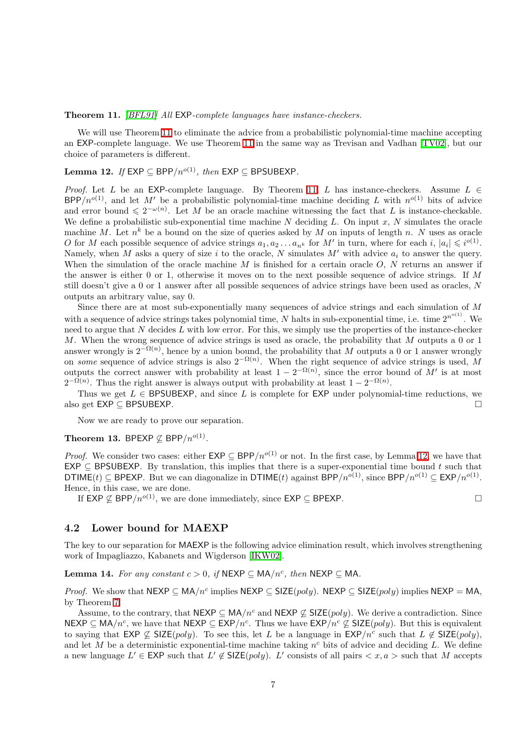**Theorem 11.** *[BFL91] All* EXP*-complete languages have instance-checkers.*

We will use Theorem 11 to eliminate the advice from a probabilistic polynomial-time machine accepting an EXP-complete language. We use Theorem 11 in the same way as Trevisan and Vadhan [TV02], but our choice of parameters is different.

**Lemma 12.** *If* $\mathsf{EXP} \subseteq \mathsf{BPP}/n^{o(1)}$*, then* $\mathsf{EXP} \subseteq \mathsf{BPSUBEXP}$*.*

*Proof.* Let $L$ be an EXP-complete language. By Theorem 11, $L$ has instance-checkers. Assume $L \in \mathsf{BPP}/n^{o(1)}$, and let $M'$ be a probabilistic polynomial-time machine deciding $L$ with $n^{o(1)}$ bits of advice and error bound $\leqslant 2^{-\omega(n)}$. Let $M$ be an oracle machine witnessing the fact that $L$ is instance-checkable. We define a probabilistic sub-exponential time machine $N$ deciding $L$. On input $x$, $N$ simulates the oracle machine $M$. Let $n^k$ be a bound on the size of queries asked by $M$ on inputs of length $n$. $N$ uses as oracle $O$ for $M$ each possible sequence of advice strings $a_1, a_2 \ldots a_{n^k}$ for $M'$ in turn, where for each $i$, $|a_i| \leqslant i^{o(1)}$. Namely, when $M$ asks a query of size $i$ to the oracle, $N$ simulates $M'$ with advice $a_i$ to answer the query. When the simulation of the oracle machine $M$ is finished for a certain oracle $O$, $N$ returns an answer if the answer is either 0 or 1, otherwise it moves on to the next possible sequence of advice strings. If $M$ still doesn't give a 0 or 1 answer after all possible sequences of advice strings have been used as oracles, $N$ outputs an arbitrary value, say 0.

Since there are at most sub-exponentially many sequences of advice strings and each simulation of $M$ with a sequence of advice strings takes polynomial time, $N$ halts in sub-exponential time, i.e. time $2^{n^{o(1)}}$. We need to argue that $N$ decides $L$ with low error. For this, we simply use the properties of the instance-checker $M$. When the wrong sequence of advice strings is used as oracle, the probability that $M$ outputs a 0 or 1 answer wrongly is $2^{-\Omega(n)}$, hence by a union bound, the probability that $M$ outputs a 0 or 1 answer wrongly on *some* sequence of advice strings is also $2^{-\Omega(n)}$. When the right sequence of advice strings is used, $M$ outputs the correct answer with probability at least $1 - 2^{-\Omega(n)}$, since the error bound of $M'$ is at most $2^{-\Omega(n)}$. Thus the right answer is always output with probability at least $1 - 2^{-\Omega(n)}$.

Thus we get $L \in \mathsf{BPSUBEXP}$, and since $L$ is complete for EXP under polynomial-time reductions, we also get $\mathsf{EXP} \subseteq \mathsf{BPSUBEXP}$. □

Now we are ready to prove our separation.

**Theorem 13.** $\mathsf{BPEXP} \not\subseteq \mathsf{BPP}/n^{o(1)}$.

*Proof.* We consider two cases: either $\mathsf{EXP} \subseteq \mathsf{BPP}/n^{o(1)}$ or not. In the first case, by Lemma 12, we have that $\mathsf{EXP} \subseteq \mathsf{BPSUBEXP}$. By translation, this implies that there is a super-exponential time bound $t$ such that $\mathsf{DTIME}(t) \subseteq \mathsf{BPEXP}$. But we can diagonalize in $\mathsf{DTIME}(t)$ against $\mathsf{BPP}/n^{o(1)}$, since $\mathsf{BPP}/n^{o(1)} \subseteq \mathsf{EXP}/n^{o(1)}$. Hence, in this case, we are done.

If $\mathsf{EXP} \not\subseteq \mathsf{BPP}/n^{o(1)}$, we are done immediately, since $\mathsf{EXP} \subseteq \mathsf{BPEXP}$. □

### 4.2 Lower bound for MAEXP

The key to our separation for MAEXP is the following advice elimination result, which involves strengthening work of Impagliazzo, Kabanets and Wigderson [IKW02].

**Lemma 14.** *For any constant* $c > 0$*, if* $\mathsf{NEXP} \subseteq \mathsf{MA}/n^c$*, then* $\mathsf{NEXP} \subseteq \mathsf{MA}$*.*

*Proof.* We show that $\mathsf{NEXP} \subseteq \mathsf{MA}/n^c$ implies $\mathsf{NEXP} \subseteq \mathsf{SIZE}(poly)$. $\mathsf{NEXP} \subseteq \mathsf{SIZE}(poly)$ implies $\mathsf{NEXP} = \mathsf{MA}$, by Theorem 7.

Assume, to the contrary, that $\mathsf{NEXP} \subseteq \mathsf{MA}/n^c$ and $\mathsf{NEXP} \not\subseteq \mathsf{SIZE}(poly)$. We derive a contradiction. Since $\mathsf{NEXP} \subseteq \mathsf{MA}/n^c$, we have that $\mathsf{NEXP} \subseteq \mathsf{EXP}/n^c$. Thus we have $\mathsf{EXP}/n^c \not\subseteq \mathsf{SIZE}(poly)$. But this is equivalent to saying that $\mathsf{EXP} \not\subseteq \mathsf{SIZE}(poly)$. To see this, let $L$ be a language in $\mathsf{EXP}/n^c$ such that $L \notin \mathsf{SIZE}(poly)$, and let $M$ be a deterministic exponential-time machine taking $n^c$ bits of advice and deciding $L$. We define a new language $L' \in \mathsf{EXP}$ such that $L' \notin \mathsf{SIZE}(poly)$. $L'$ consists of all pairs $< x, a >$ such that $M$ accepts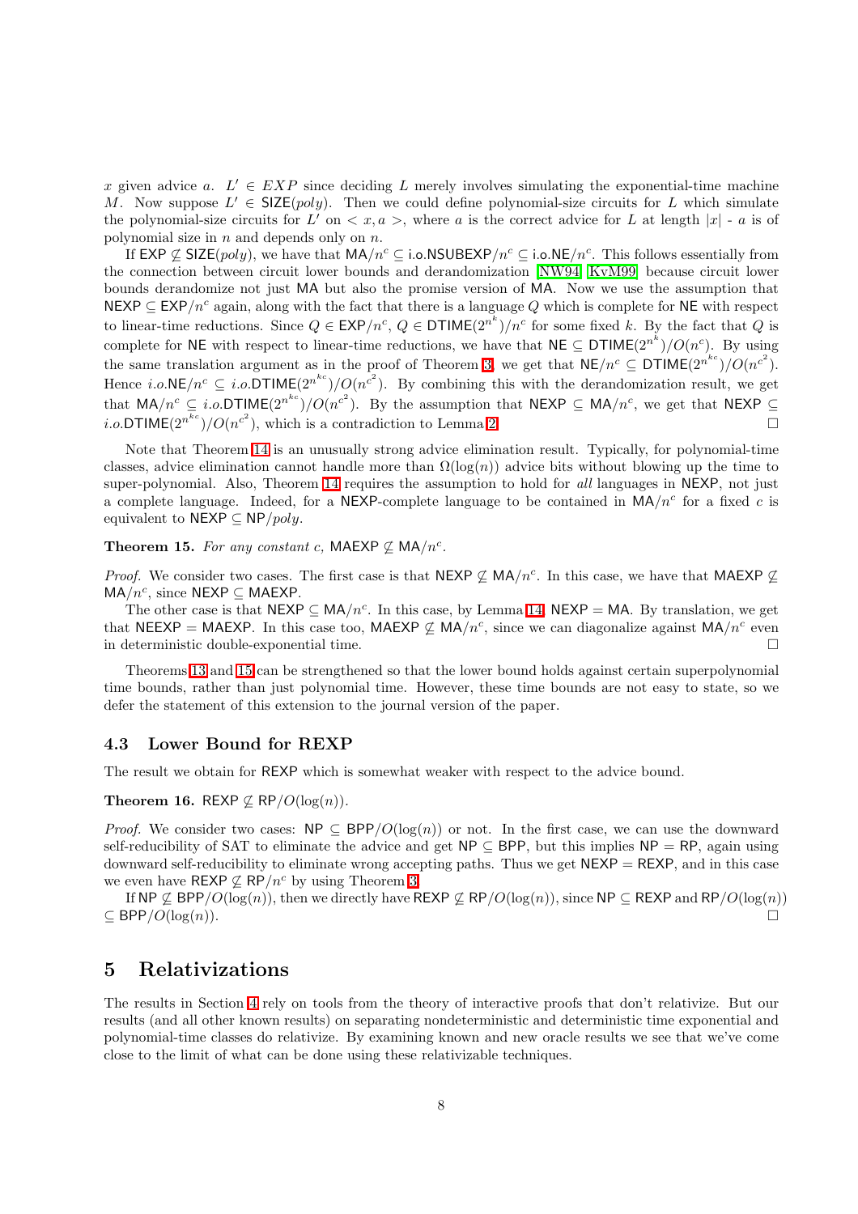$x$ given advice $a$. $L' \in EXP$ since deciding $L$ merely involves simulating the exponential-time machine $M$. Now suppose $L' \in \mathsf{SIZE}(poly)$. Then we could define polynomial-size circuits for $L$ which simulate the polynomial-size circuits for $L'$ on $< x, a >$, where $a$ is the correct advice for $L$ at length $|x|$ - $a$ is of polynomial size in $n$ and depends only on $n$.

If $\mathsf{EXP} \not\subseteq \mathsf{SIZE}(poly)$, we have that $\mathsf{MA}/n^c \subseteq \mathsf{i.o.NSUBEXP}/n^c \subseteq \mathsf{i.o.NE}/n^c$. This follows essentially from the connection between circuit lower bounds and derandomization [NW94, KvM99] because circuit lower bounds derandomize not just MA but also the promise version of MA. Now we use the assumption that $\mathsf{NEXP} \subseteq \mathsf{EXP}/n^c$ again, along with the fact that there is a language $Q$ which is complete for NE with respect to linear-time reductions. Since $Q \in \mathsf{EXP}/n^c$, $Q \in \mathsf{DTIME}(2^{n^k})/n^c$ for some fixed $k$. By the fact that $Q$ is complete for NE with respect to linear-time reductions, we have that $\mathsf{NE} \subseteq \mathsf{DTIME}(2^{n^k})/O(n^c)$. By using the same translation argument as in the proof of Theorem 3, we get that $\mathsf{NE}/n^c \subseteq \mathsf{DTIME}(2^{n^{kc}})/O(n^{c^2})$. Hence $i.o.\mathsf{NE}/n^c \subseteq i.o.\mathsf{DTIME}(2^{n^{kc}})/O(n^{c^2})$. By combining this with the derandomization result, we get that $\mathsf{MA}/n^c \subseteq i.o.\mathsf{DTIME}(2^{n^{kc}})/O(n^{c^2})$. By the assumption that $\mathsf{NEXP} \subseteq \mathsf{MA}/n^c$, we get that $\mathsf{NEXP} \subseteq i.o.\mathsf{DTIME}(2^{n^{kc}})/O(n^{c^2})$, which is a contradiction to Lemma 2. □

Note that Theorem 14 is an unusually strong advice elimination result. Typically, for polynomial-time classes, advice elimination cannot handle more than $\Omega(\log(n))$ advice bits without blowing up the time to super-polynomial. Also, Theorem 14 requires the assumption to hold for *all* languages in NEXP, not just a complete language. Indeed, for a NEXP-complete language to be contained in $\mathsf{MA}/n^c$ for a fixed $c$ is equivalent to $\mathsf{NEXP} \subseteq \mathsf{NP}/poly$.

**Theorem 15.** *For any constant $c$, $\mathsf{MAEXP} \not\subseteq \mathsf{MA}/n^c$.*

*Proof.* We consider two cases. The first case is that $\mathsf{NEXP} \not\subseteq \mathsf{MA}/n^c$. In this case, we have that $\mathsf{MAEXP} \not\subseteq \mathsf{MA}/n^c$, since $\mathsf{NEXP} \subseteq \mathsf{MAEXP}$.

The other case is that $\mathsf{NEXP} \subseteq \mathsf{MA}/n^c$. In this case, by Lemma 14, $\mathsf{NEXP} = \mathsf{MA}$. By translation, we get that $\mathsf{NEEXP} = \mathsf{MAEXP}$. In this case too, $\mathsf{MAEXP} \not\subseteq \mathsf{MA}/n^c$, since we can diagonalize against $\mathsf{MA}/n^c$ even in deterministic double-exponential time. □

Theorems 13 and 15 can be strengthened so that the lower bound holds against certain superpolynomial time bounds, rather than just polynomial time. However, these time bounds are not easy to state, so we defer the statement of this extension to the journal version of the paper.

### 4.3 Lower Bound for REXP

The result we obtain for REXP which is somewhat weaker with respect to the advice bound.

**Theorem 16.** $\mathsf{REXP} \not\subseteq \mathsf{RP}/O(\log(n))$.

*Proof.* We consider two cases: $\mathsf{NP} \subseteq \mathsf{BPP}/O(\log(n))$ or not. In the first case, we can use the downward self-reducibility of SAT to eliminate the advice and get $\mathsf{NP} \subseteq \mathsf{BPP}$, but this implies $\mathsf{NP} = \mathsf{RP}$, again using downward self-reducibility to eliminate wrong accepting paths. Thus we get $\mathsf{NEXP} = \mathsf{REXP}$, and in this case we even have $\mathsf{REXP} \not\subseteq \mathsf{RP}/n^c$ by using Theorem 3.

If $\mathsf{NP} \not\subseteq \mathsf{BPP}/O(\log(n))$, then we directly have $\mathsf{REXP} \not\subseteq \mathsf{RP}/O(\log(n))$, since $\mathsf{NP} \subseteq \mathsf{REXP}$ and $\mathsf{RP}/O(\log(n)) \subseteq \mathsf{BPP}/O(\log(n))$. □

## 5 Relativizations

The results in Section 4 rely on tools from the theory of interactive proofs that don't relativize. But our results (and all other known results) on separating nondeterministic and deterministic time exponential and polynomial-time classes do relativize. By examining known and new oracle results we see that we've come close to the limit of what can be done using these relativizable techniques.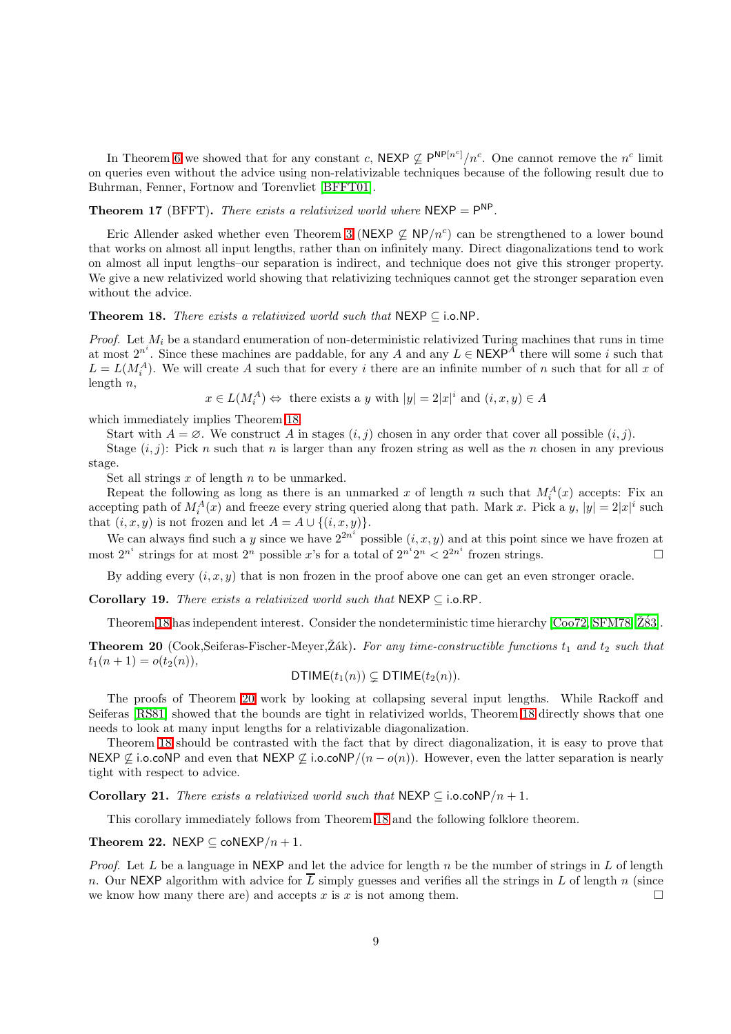In Theorem 6 we showed that for any constant $c$, $\mathsf{NEXP} \not\subseteq \mathsf{P}^{\mathsf{NP}[n^c]}/n^c$. One cannot remove the $n^c$ limit on queries even without the advice using non-relativizable techniques because of the following result due to Buhrman, Fenner, Fortnow and Torenvliet [BFFT01].

**Theorem 17** (BFFT). *There exists a relativized world where* $\mathsf{NEXP} = \mathsf{P}^{\mathsf{NP}}$.

Eric Allender asked whether even Theorem 3 ($\mathsf{NEXP} \not\subseteq \mathsf{NP}/n^c$) can be strengthened to a lower bound that works on almost all input lengths, rather than on infinitely many. Direct diagonalizations tend to work on almost all input lengths–our separation is indirect, and technique does not give this stronger property. We give a new relativized world showing that relativizing techniques cannot get the stronger separation even without the advice.

**Theorem 18.** *There exists a relativized world such that* $\mathsf{NEXP} \subseteq \mathsf{i.o.NP}$.

*Proof.* Let $M_i$ be a standard enumeration of non-deterministic relativized Turing machines that runs in time at most $2^{n^i}$. Since these machines are paddable, for any $A$ and any $L \in \mathsf{NEXP}^A$ there will some $i$ such that $L = L(M_i^A)$. We will create $A$ such that for every $i$ there are an infinite number of $n$ such that for all $x$ of length $n$,

$$x \in L(M_i^A) \Leftrightarrow \text{ there exists a } y \text{ with } |y| = 2|x|^i \text{ and } (i,x,y) \in A$$

which immediately implies Theorem 18.

Start with $A = \varnothing$. We construct $A$ in stages $(i,j)$ chosen in any order that cover all possible $(i,j)$.

Stage $(i,j)$: Pick $n$ such that $n$ is larger than any frozen string as well as the $n$ chosen in any previous stage.

Set all strings $x$ of length $n$ to be unmarked.

Repeat the following as long as there is an unmarked $x$ of length $n$ such that $M_i^A(x)$ accepts: Fix an accepting path of $M_i^A(x)$ and freeze every string queried along that path. Mark $x$. Pick a $y$, $|y| = 2|x|^i$ such that $(i,x,y)$ is not frozen and let $A = A \cup \{(i,x,y)\}$.

We can always find such a $y$ since we have $2^{2n^i}$ possible $(i,x,y)$ and at this point since we have frozen at most $2^{n^i}$ strings for at most $2^n$ possible $x$'s for a total of $2^{n^i}2^n < 2^{2n^i}$ frozen strings. $\square$

By adding every $(i,x,y)$ that is non frozen in the proof above one can get an even stronger oracle.

**Corollary 19.** *There exists a relativized world such that* $\mathsf{NEXP} \subseteq \mathsf{i.o.RP}$.

Theorem 18 has independent interest. Consider the nondeterministic time hierarchy [Coo72, SFM78, Žák83].

**Theorem 20** (Cook,Seiferas-Fischer-Meyer,Žák)**.** *For any time-constructible functions $t_1$ and $t_2$ such that $t_1(n+1) = o(t_2(n))$,*

$$\mathsf{DTIME}(t_1(n)) \subsetneq \mathsf{DTIME}(t_2(n)).$$

The proofs of Theorem 20 work by looking at collapsing several input lengths. While Rackoff and Seiferas [RS81] showed that the bounds are tight in relativized worlds, Theorem 18 directly shows that one needs to look at many input lengths for a relativizable diagonalization.

Theorem 18 should be contrasted with the fact that by direct diagonalization, it is easy to prove that $\mathsf{NEXP} \not\subseteq \mathsf{i.o.coNP}$ and even that $\mathsf{NEXP} \not\subseteq \mathsf{i.o.coNP}/(n - o(n))$. However, even the latter separation is nearly tight with respect to advice.

**Corollary 21.** *There exists a relativized world such that* $\mathsf{NEXP} \subseteq \mathsf{i.o.coNP}/n+1$.

This corollary immediately follows from Theorem 18 and the following folklore theorem.

**Theorem 22.** $\mathsf{NEXP} \subseteq \mathsf{coNEXP}/n+1$.

*Proof.* Let $L$ be a language in $\mathsf{NEXP}$ and let the advice for length $n$ be the number of strings in $L$ of length $n$. Our $\mathsf{NEXP}$ algorithm with advice for $\overline{L}$ simply guesses and verifies all the strings in $L$ of length $n$ (since we know how many there are) and accepts $x$ is $x$ is not among them. $\square$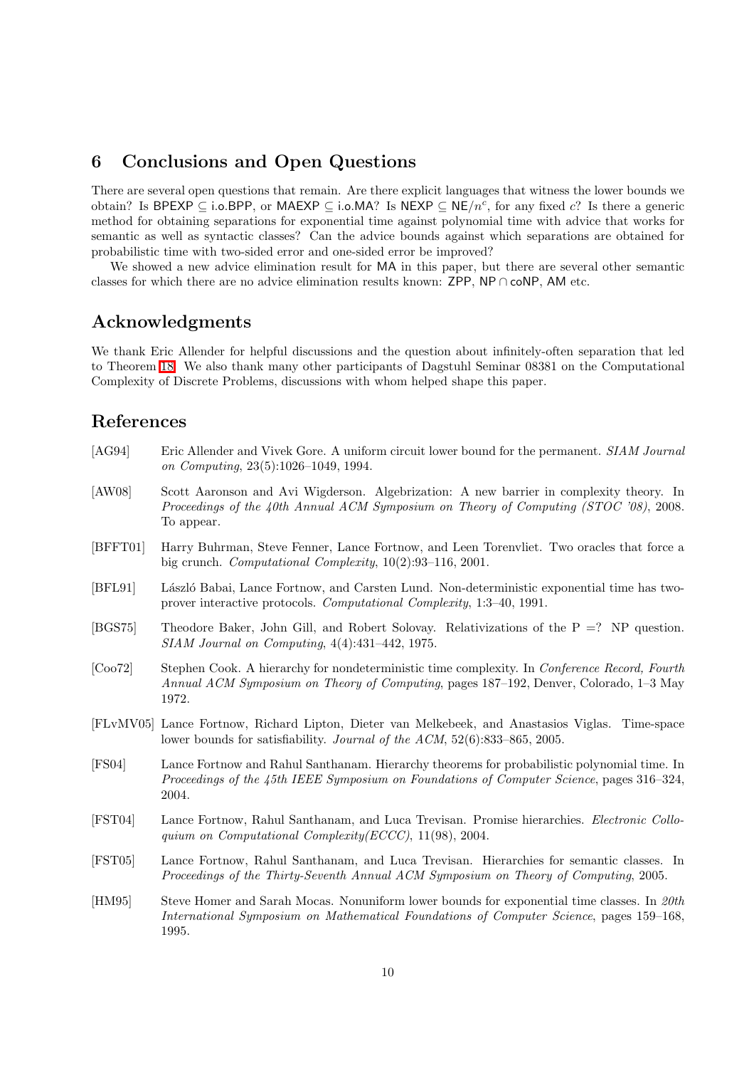## 6 Conclusions and Open Questions

There are several open questions that remain. Are there explicit languages that witness the lower bounds we obtain? Is BPEXP $\subseteq$ i.o.BPP, or MAEXP $\subseteq$ i.o.MA? Is NEXP $\subseteq$ NE$/n^c$, for any fixed $c$? Is there a generic method for obtaining separations for exponential time against polynomial time with advice that works for semantic as well as syntactic classes? Can the advice bounds against which separations are obtained for probabilistic time with two-sided error and one-sided error be improved?

We showed a new advice elimination result for MA in this paper, but there are several other semantic classes for which there are no advice elimination results known: ZPP, NP $\cap$ coNP, AM etc.

## Acknowledgments

We thank Eric Allender for helpful discussions and the question about infinitely-often separation that led to Theorem 18. We also thank many other participants of Dagstuhl Seminar 08381 on the Computational Complexity of Discrete Problems, discussions with whom helped shape this paper.

## References

[AG94] Eric Allender and Vivek Gore. A uniform circuit lower bound for the permanent. *SIAM Journal on Computing*, 23(5):1026–1049, 1994.

[AW08] Scott Aaronson and Avi Wigderson. Algebrization: A new barrier in complexity theory. In *Proceedings of the 40th Annual ACM Symposium on Theory of Computing (STOC '08)*, 2008. To appear.

[BFFT01] Harry Buhrman, Steve Fenner, Lance Fortnow, and Leen Torenvliet. Two oracles that force a big crunch. *Computational Complexity*, 10(2):93–116, 2001.

[BFL91] László Babai, Lance Fortnow, and Carsten Lund. Non-deterministic exponential time has two-prover interactive protocols. *Computational Complexity*, 1:3–40, 1991.

[BGS75] Theodore Baker, John Gill, and Robert Solovay. Relativizations of the P =? NP question. *SIAM Journal on Computing*, 4(4):431–442, 1975.

[Coo72] Stephen Cook. A hierarchy for nondeterministic time complexity. In *Conference Record, Fourth Annual ACM Symposium on Theory of Computing*, pages 187–192, Denver, Colorado, 1–3 May 1972.

[FLvMV05] Lance Fortnow, Richard Lipton, Dieter van Melkebeek, and Anastasios Viglas. Time-space lower bounds for satisfiability. *Journal of the ACM*, 52(6):833–865, 2005.

[FS04] Lance Fortnow and Rahul Santhanam. Hierarchy theorems for probabilistic polynomial time. In *Proceedings of the 45th IEEE Symposium on Foundations of Computer Science*, pages 316–324, 2004.

[FST04] Lance Fortnow, Rahul Santhanam, and Luca Trevisan. Promise hierarchies. *Electronic Colloquium on Computational Complexity(ECCC)*, 11(98), 2004.

[FST05] Lance Fortnow, Rahul Santhanam, and Luca Trevisan. Hierarchies for semantic classes. In *Proceedings of the Thirty-Seventh Annual ACM Symposium on Theory of Computing*, 2005.

[HM95] Steve Homer and Sarah Mocas. Nonuniform lower bounds for exponential time classes. In *20th International Symposium on Mathematical Foundations of Computer Science*, pages 159–168, 1995.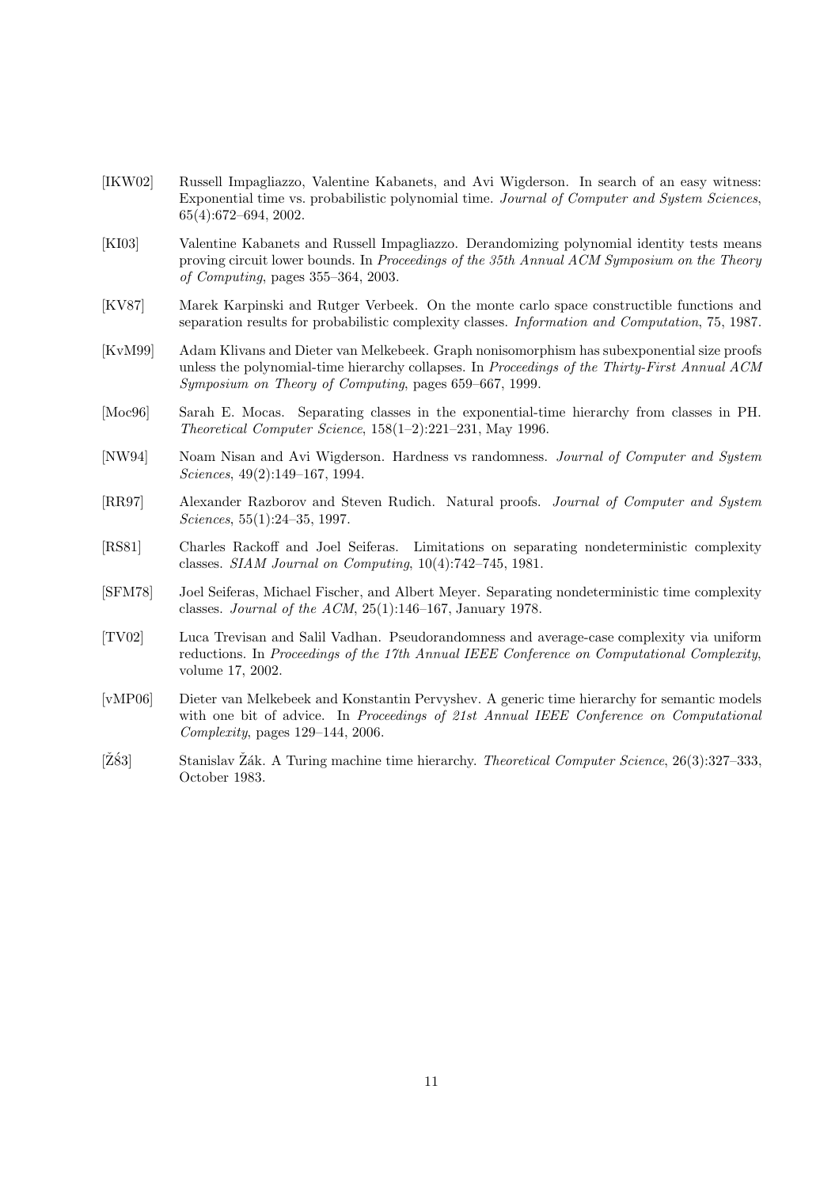[IKW02] Russell Impagliazzo, Valentine Kabanets, and Avi Wigderson. In search of an easy witness: Exponential time vs. probabilistic polynomial time. *Journal of Computer and System Sciences*, 65(4):672–694, 2002.

[KI03] Valentine Kabanets and Russell Impagliazzo. Derandomizing polynomial identity tests means proving circuit lower bounds. In *Proceedings of the 35th Annual ACM Symposium on the Theory of Computing*, pages 355–364, 2003.

[KV87] Marek Karpinski and Rutger Verbeek. On the monte carlo space constructible functions and separation results for probabilistic complexity classes. *Information and Computation*, 75, 1987.

[KvM99] Adam Klivans and Dieter van Melkebeek. Graph nonisomorphism has subexponential size proofs unless the polynomial-time hierarchy collapses. In *Proceedings of the Thirty-First Annual ACM Symposium on Theory of Computing*, pages 659–667, 1999.

[Moc96] Sarah E. Mocas. Separating classes in the exponential-time hierarchy from classes in PH. *Theoretical Computer Science*, 158(1–2):221–231, May 1996.

[NW94] Noam Nisan and Avi Wigderson. Hardness vs randomness. *Journal of Computer and System Sciences*, 49(2):149–167, 1994.

[RR97] Alexander Razborov and Steven Rudich. Natural proofs. *Journal of Computer and System Sciences*, 55(1):24–35, 1997.

[RS81] Charles Rackoff and Joel Seiferas. Limitations on separating nondeterministic complexity classes. *SIAM Journal on Computing*, 10(4):742–745, 1981.

[SFM78] Joel Seiferas, Michael Fischer, and Albert Meyer. Separating nondeterministic time complexity classes. *Journal of the ACM*, 25(1):146–167, January 1978.

[TV02] Luca Trevisan and Salil Vadhan. Pseudorandomness and average-case complexity via uniform reductions. In *Proceedings of the 17th Annual IEEE Conference on Computational Complexity*, volume 17, 2002.

[vMP06] Dieter van Melkebeek and Konstantin Pervyshev. A generic time hierarchy for semantic models with one bit of advice. In *Proceedings of 21st Annual IEEE Conference on Computational Complexity*, pages 129–144, 2006.

[ŽŚ3] Stanislav Žák. A Turing machine time hierarchy. *Theoretical Computer Science*, 26(3):327–333, October 1983.